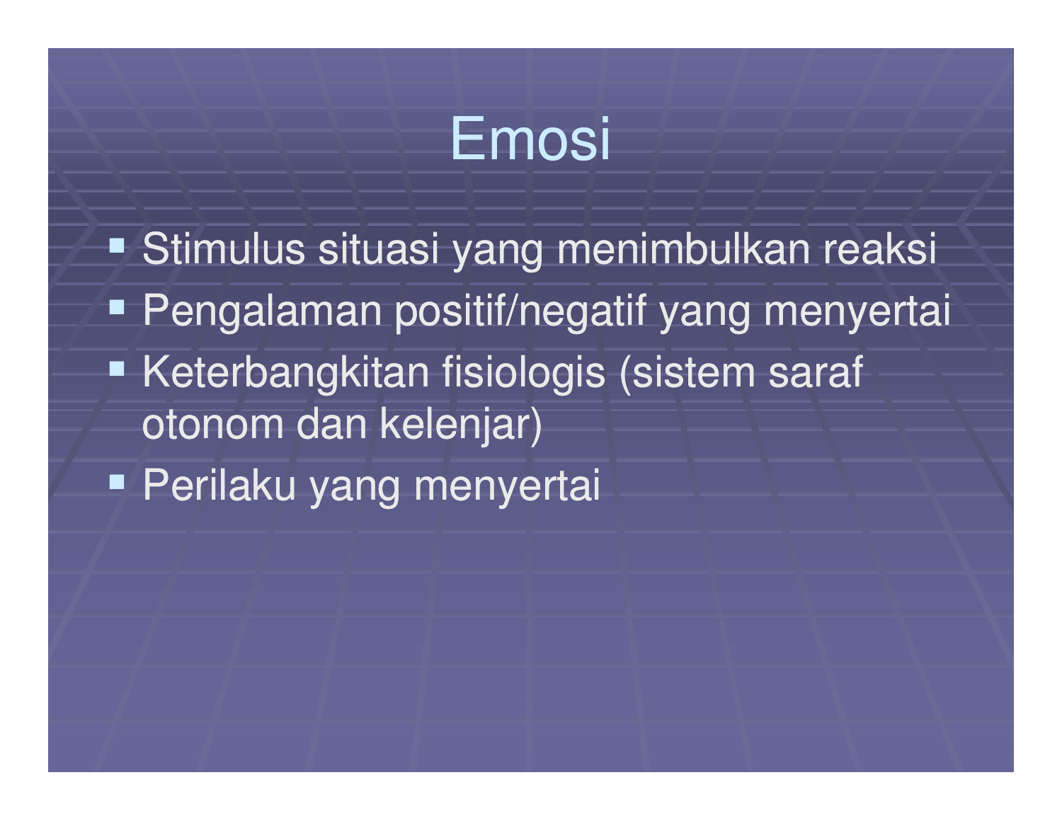# Emosi

- Stimulus situasi yang menimbulkan reaksi
- Pengalaman positif/negatif yang menyertai
- Keterbangkitan fisiologis (sistem saraf otonom dan kelenjar)
- Perilaku yang menyertai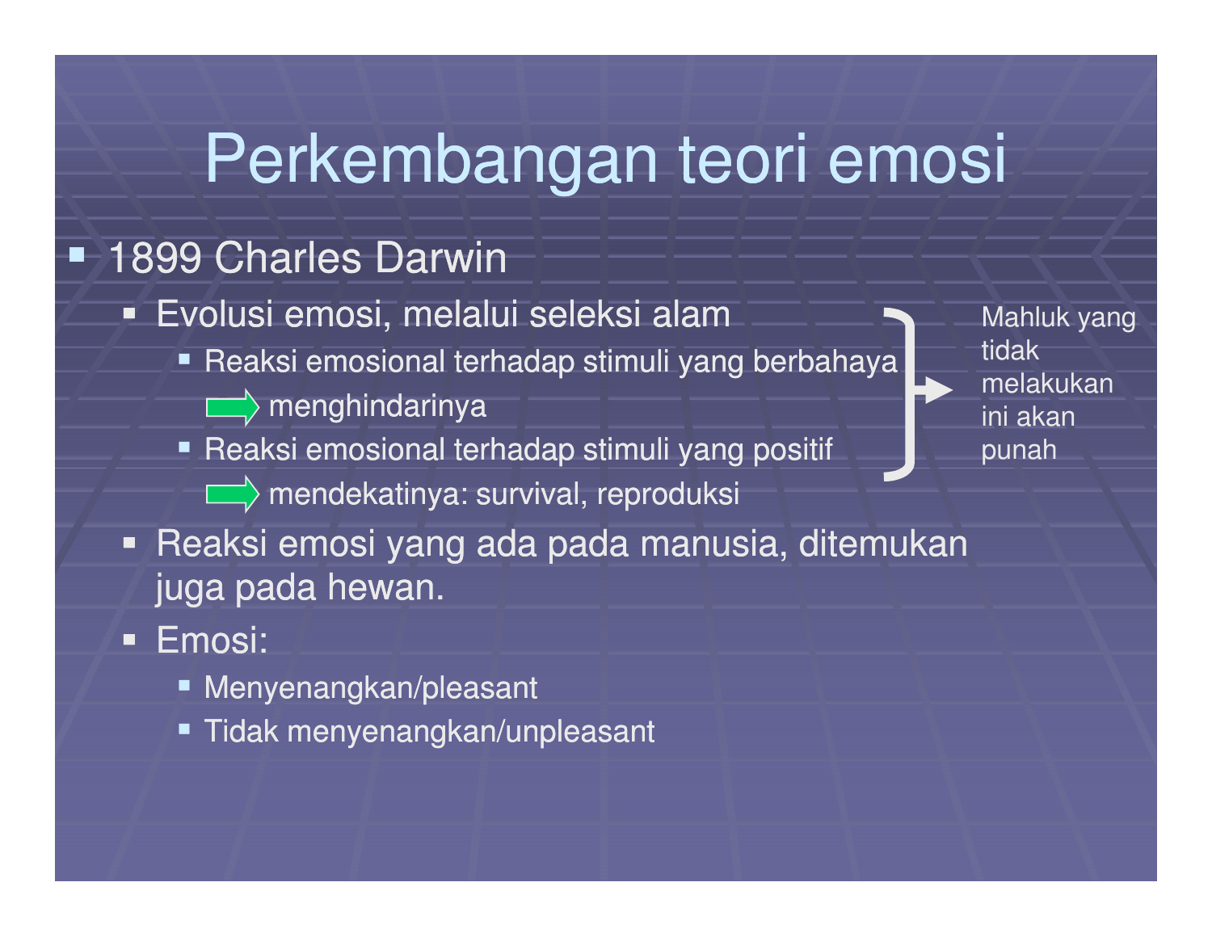# Perkembangan teori emosi

- 1899 Charles Darwin
  - Evolusi emosi, melalui seleksi alam
    - Reaksi emosional terhadap stimuli yang berbahaya
      
      ➡ menghindarinya
    - Reaksi emosional terhadap stimuli yang positif
      
      ➡ mendekatinya: survival, reproduksi

    → Mahluk yang tidak melakukan ini akan punah
  - Reaksi emosi yang ada pada manusia, ditemukan juga pada hewan.
  - Emosi:
    - Menyenangkan/pleasant
    - Tidak menyenangkan/unpleasant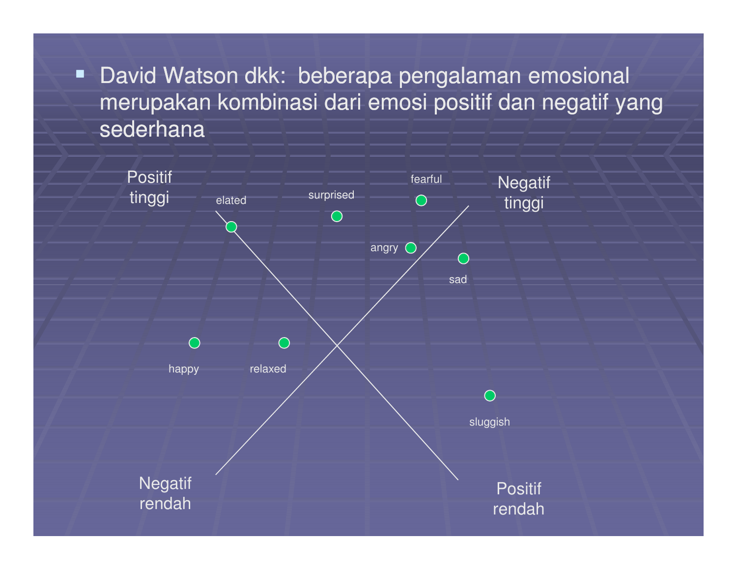- David Watson dkk: beberapa pengalaman emosional merupakan kombinasi dari emosi positif dan negatif yang sederhana

Positif tinggi

Negatif tinggi

elated

surprised

fearful

angry

sad

happy

relaxed

sluggish

Negatif rendah

Positif rendah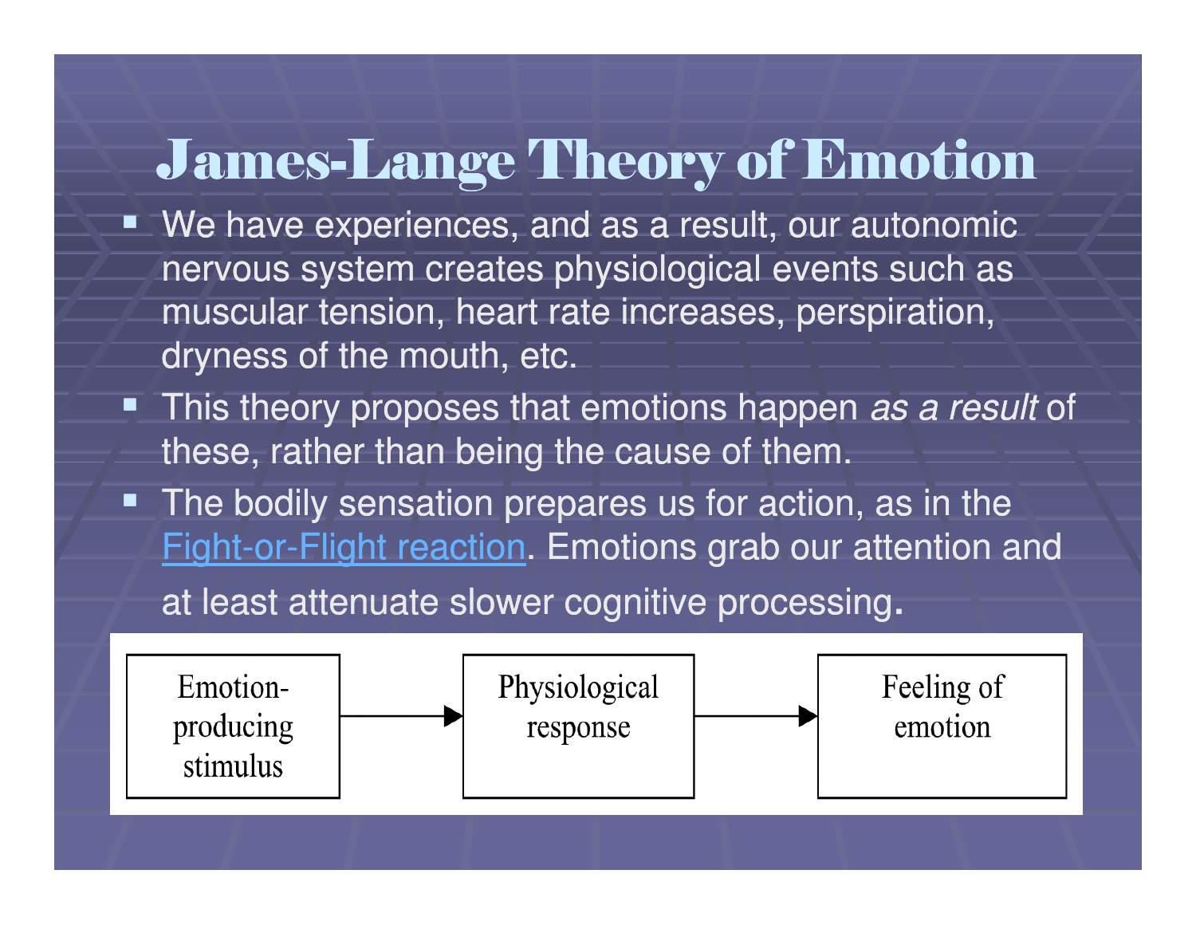# James-Lange Theory of Emotion

- We have experiences, and as a result, our autonomic nervous system creates physiological events such as muscular tension, heart rate increases, perspiration, dryness of the mouth, etc.
- This theory proposes that emotions happen *as a result* of these, rather than being the cause of them.
- The bodily sensation prepares us for action, as in the Fight-or-Flight reaction. Emotions grab our attention and at least attenuate slower cognitive processing.

Emotion-producing stimulus → Physiological response → Feeling of emotion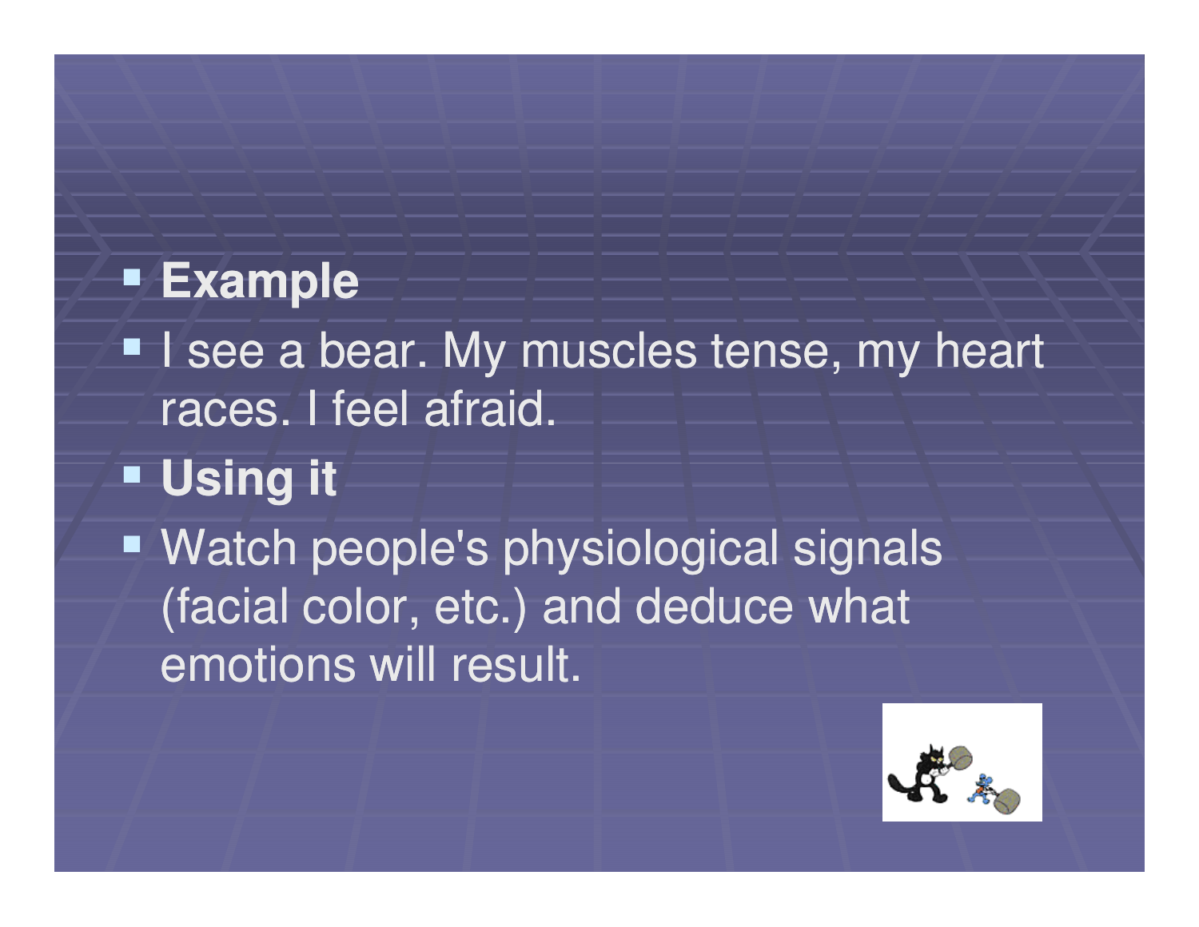- **Example**
- I see a bear. My muscles tense, my heart races. I feel afraid.
- **Using it**
- Watch people's physiological signals (facial color, etc.) and deduce what emotions will result.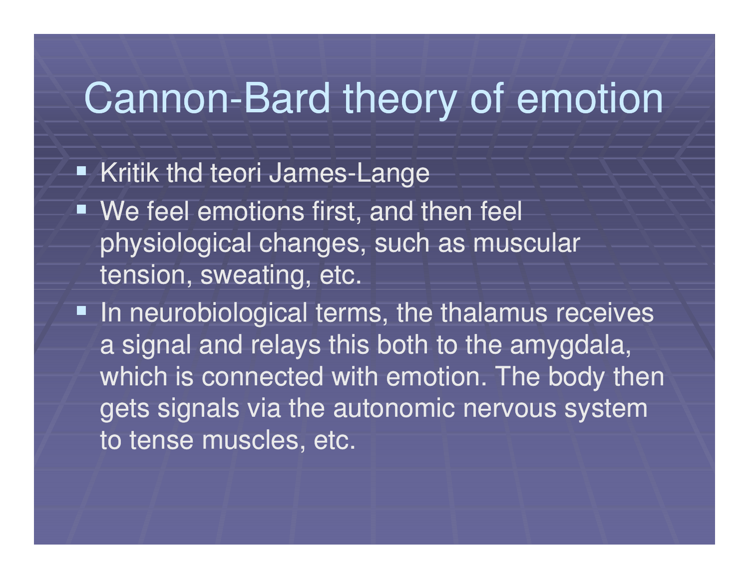# Cannon-Bard theory of emotion

- Kritik thd teori James-Lange
- We feel emotions first, and then feel physiological changes, such as muscular tension, sweating, etc.
- In neurobiological terms, the thalamus receives a signal and relays this both to the amygdala, which is connected with emotion. The body then gets signals via the autonomic nervous system to tense muscles, etc.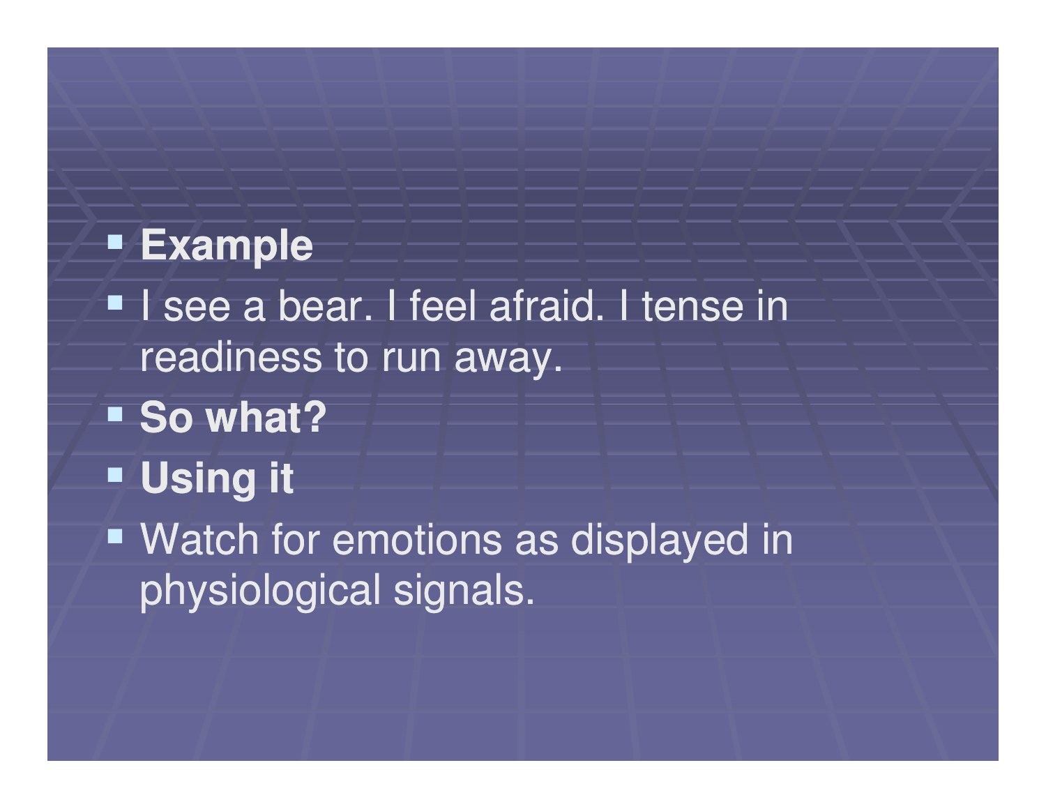- **Example**
- I see a bear. I feel afraid. I tense in readiness to run away.
- **So what?**
- **Using it**
- Watch for emotions as displayed in physiological signals.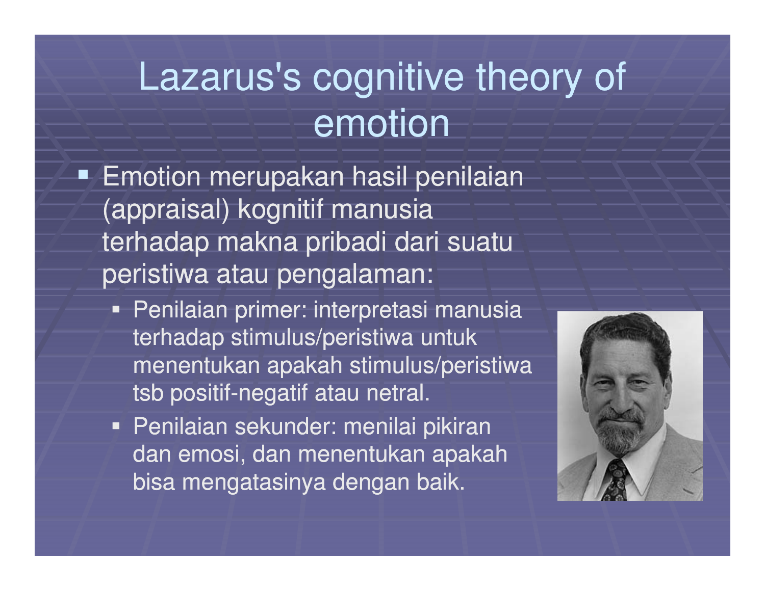# Lazarus's cognitive theory of emotion

- Emotion merupakan hasil penilaian (appraisal) kognitif manusia terhadap makna pribadi dari suatu peristiwa atau pengalaman:
  - Penilaian primer: interpretasi manusia terhadap stimulus/peristiwa untuk menentukan apakah stimulus/peristiwa tsb positif-negatif atau netral.
  - Penilaian sekunder: menilai pikiran dan emosi, dan menentukan apakah bisa mengatasinya dengan baik.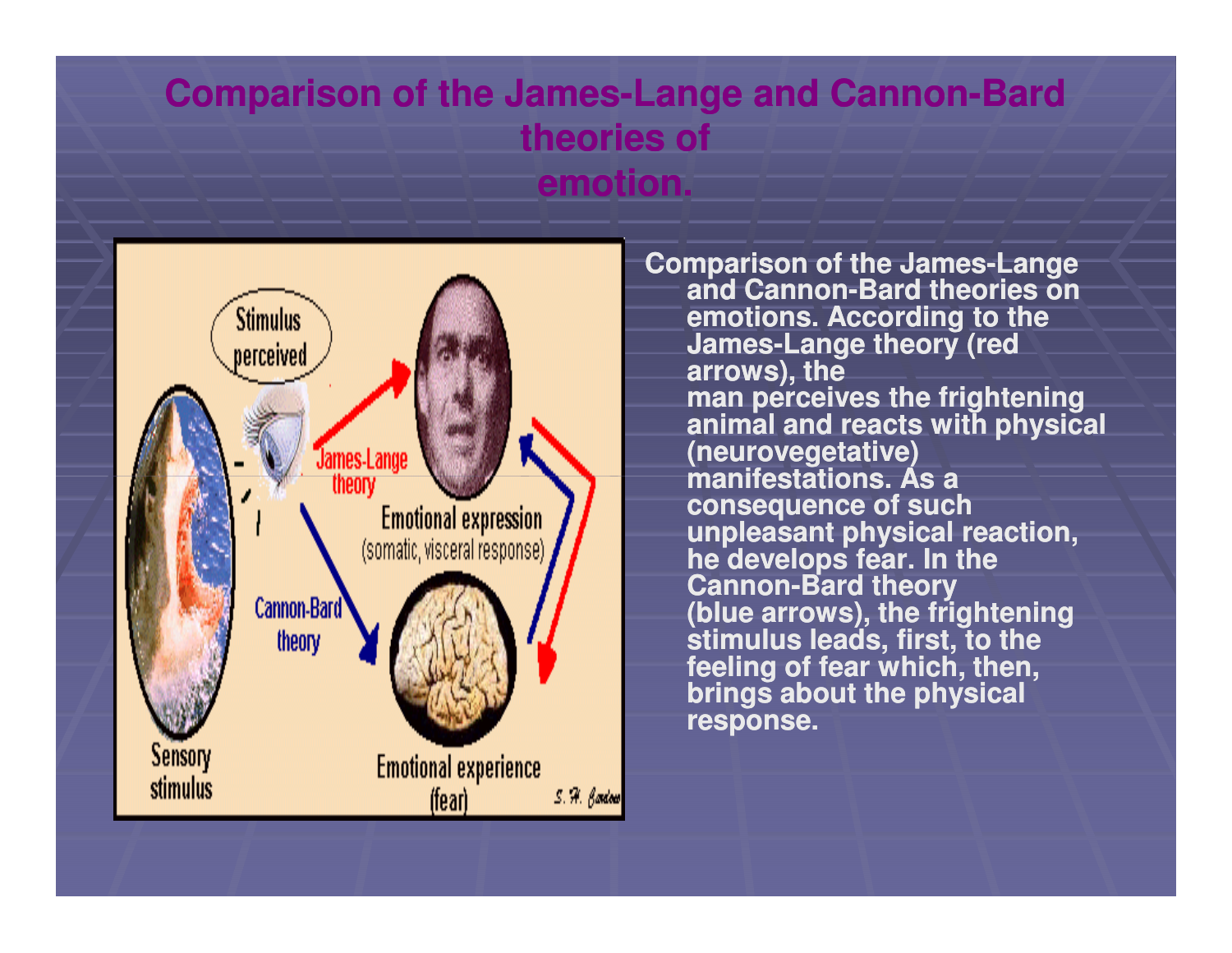# Comparison of the James-Lange and Cannon-Bard theories of emotion.

Comparison of the James-Lange and Cannon-Bard theories on emotions. According to the James-Lange theory (red arrows), the man perceives the frightening animal and reacts with physical (neurovegetative) manifestations. As a consequence of such unpleasant physical reaction, he develops fear. In the Cannon-Bard theory (blue arrows), the frightening stimulus leads, first, to the feeling of fear which, then, brings about the physical response.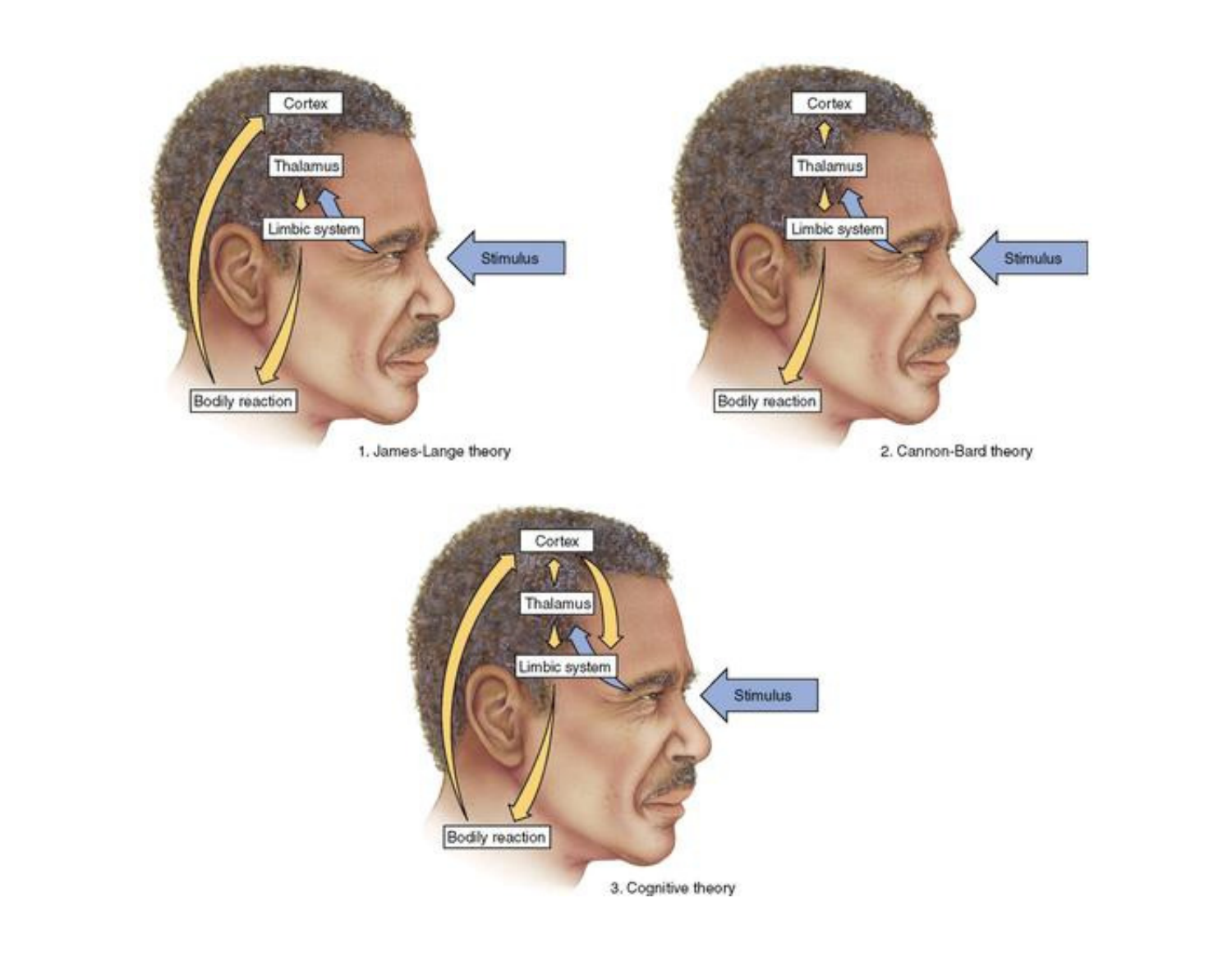1. James-Lange theory

2. Cannon-Bard theory

3. Cognitive theory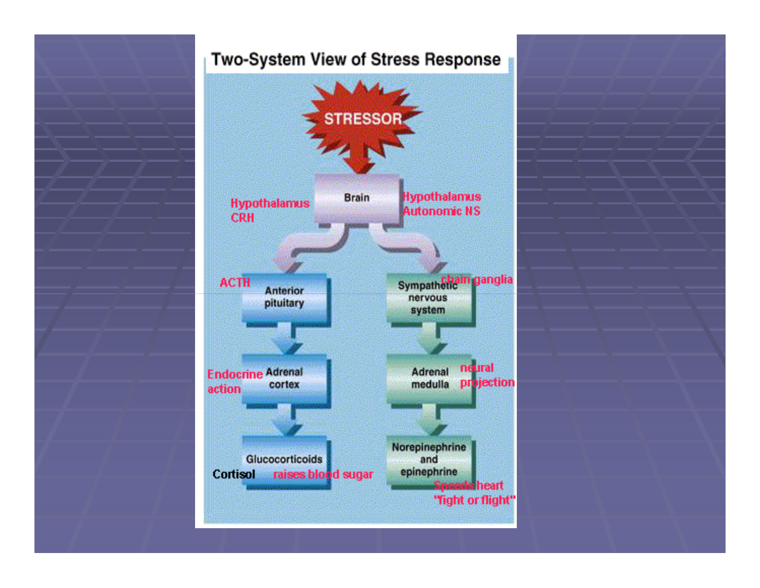# Two-System View of Stress Response

STRESSOR

Brain

Hypothalamus
CRH

Hypothalamus
Autonomic NS

ACTH

Anterior pituitary

Sympathetic nervous system

chain ganglia

Endocrine action

Adrenal cortex

Adrenal medulla

neural projection

Glucocorticoids

Cortisol

raises blood sugar

Norepinephrine and epinephrine

Speeds heart
"fight or flight"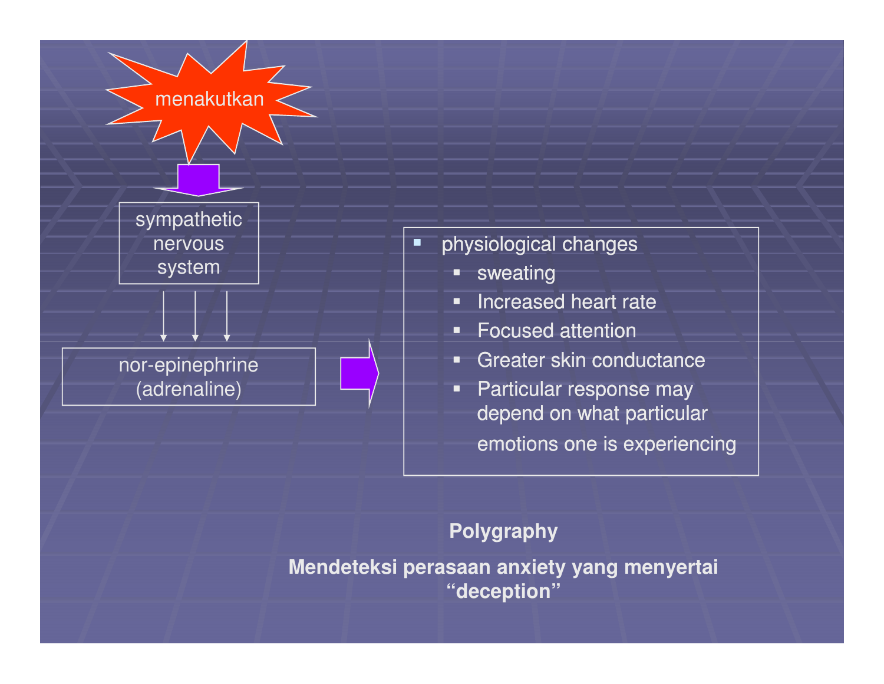menakutkan

sympathetic nervous system

nor-epinephrine (adrenaline)

- physiological changes
  - sweating
  - Increased heart rate
  - Focused attention
  - Greater skin conductance
  - Particular response may depend on what particular emotions one is experiencing

**Polygraphy**

**Mendeteksi perasaan anxiety yang menyertai "deception"**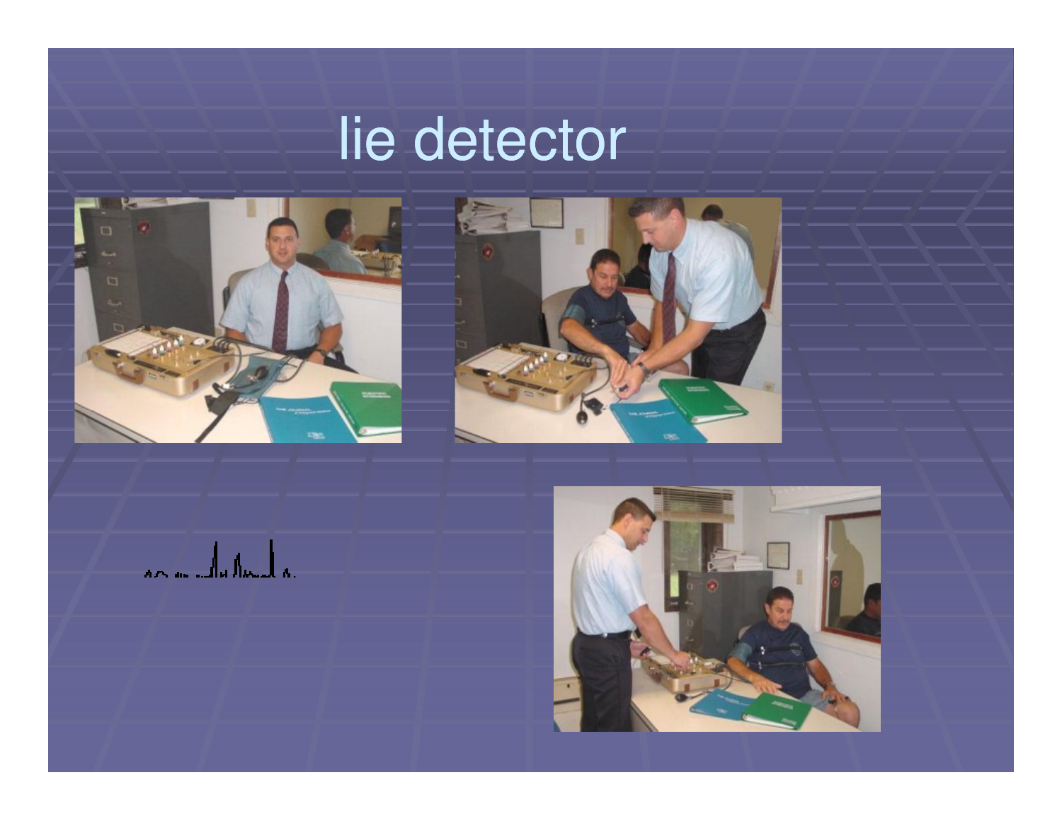# lie detector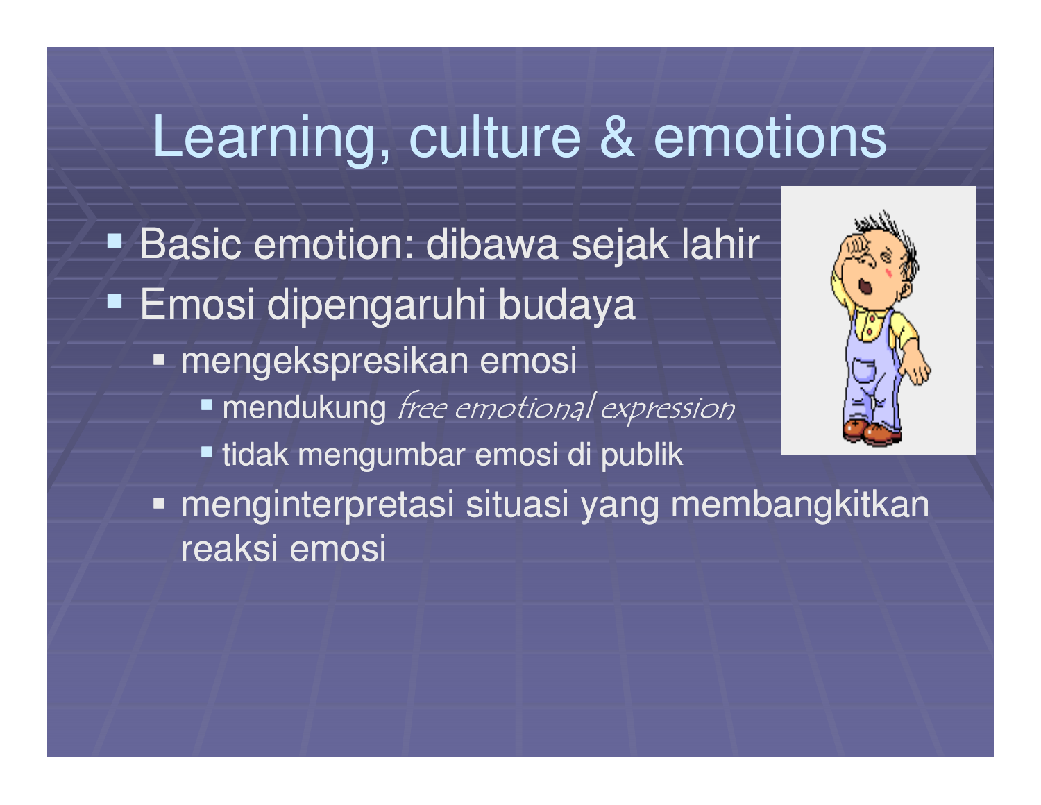# Learning, culture & emotions

- Basic emotion: dibawa sejak lahir
- Emosi dipengaruhi budaya
  - mengekspresikan emosi
    - mendukung *free emotional expression*
    - tidak mengumbar emosi di publik
  - menginterpretasi situasi yang membangkitkan reaksi emosi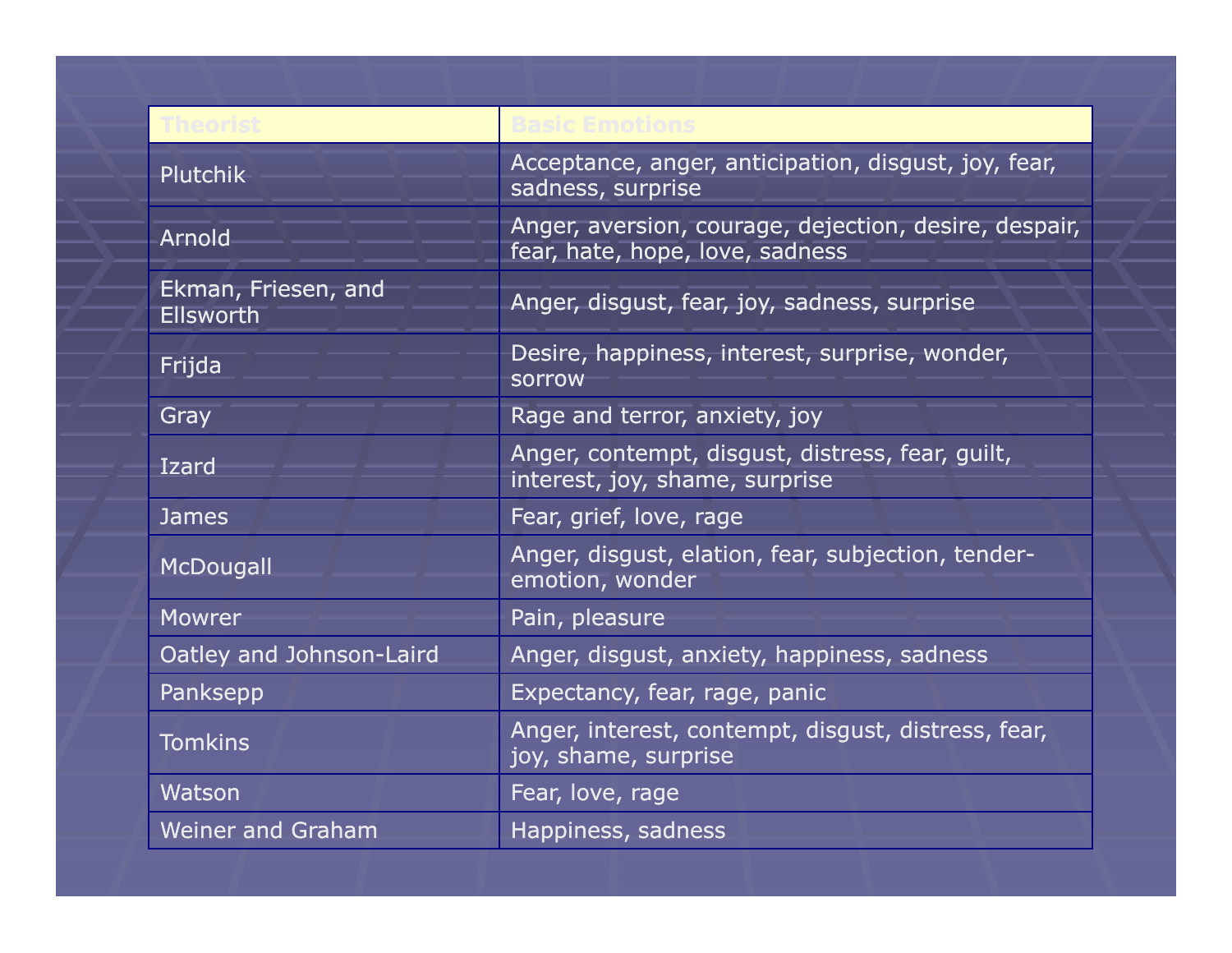| Theorist | Basic Emotions |
| --- | --- |
| Plutchik | Acceptance, anger, anticipation, disgust, joy, fear, sadness, surprise |
| Arnold | Anger, aversion, courage, dejection, desire, despair, fear, hate, hope, love, sadness |
| Ekman, Friesen, and Ellsworth | Anger, disgust, fear, joy, sadness, surprise |
| Frijda | Desire, happiness, interest, surprise, wonder, sorrow |
| Gray | Rage and terror, anxiety, joy |
| Izard | Anger, contempt, disgust, distress, fear, guilt, interest, joy, shame, surprise |
| James | Fear, grief, love, rage |
| McDougall | Anger, disgust, elation, fear, subjection, tender-emotion, wonder |
| Mowrer | Pain, pleasure |
| Oatley and Johnson-Laird | Anger, disgust, anxiety, happiness, sadness |
| Panksepp | Expectancy, fear, rage, panic |
| Tomkins | Anger, interest, contempt, disgust, distress, fear, joy, shame, surprise |
| Watson | Fear, love, rage |
| Weiner and Graham | Happiness, sadness |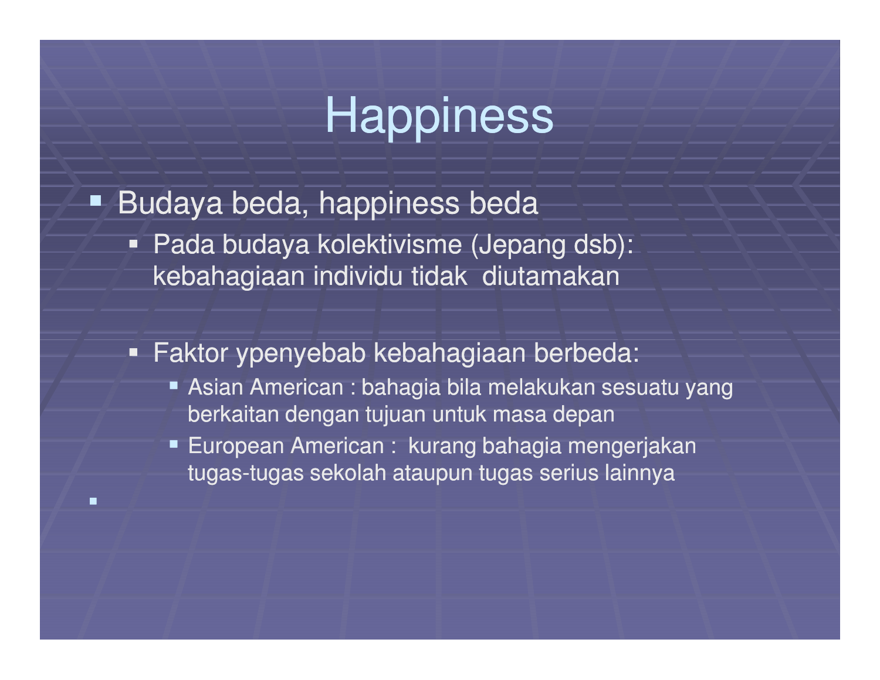# Happiness

- Budaya beda, happiness beda
  - Pada budaya kolektivisme (Jepang dsb): kebahagiaan individu tidak diutamakan

  - Faktor ypenyebab kebahagiaan berbeda:
    - Asian American : bahagia bila melakukan sesuatu yang berkaitan dengan tujuan untuk masa depan
    - European American : kurang bahagia mengerjakan tugas-tugas sekolah ataupun tugas serius lainnya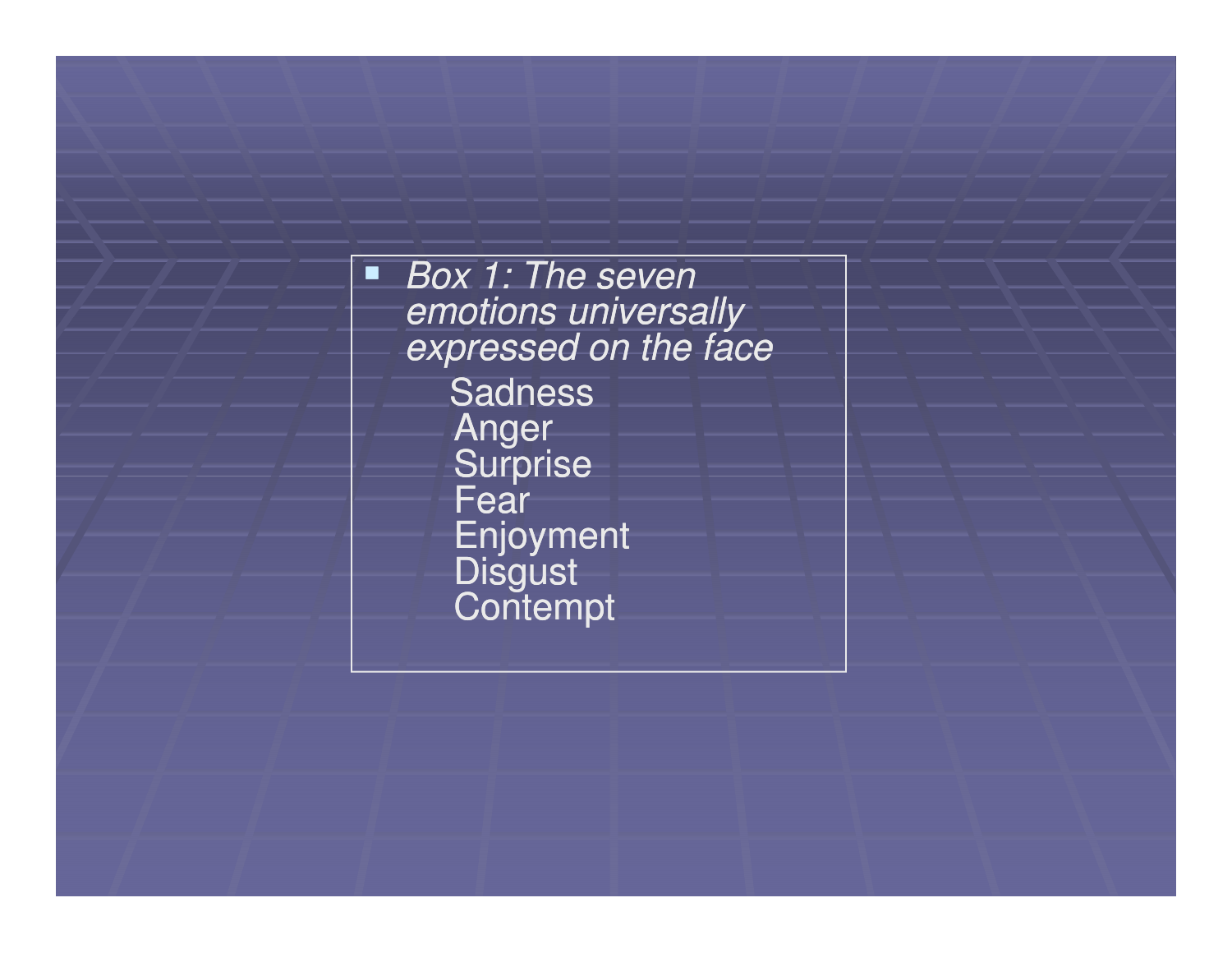- *Box 1: The seven emotions universally expressed on the face*

  Sadness
  Anger
  Surprise
  Fear
  Enjoyment
  Disgust
  Contempt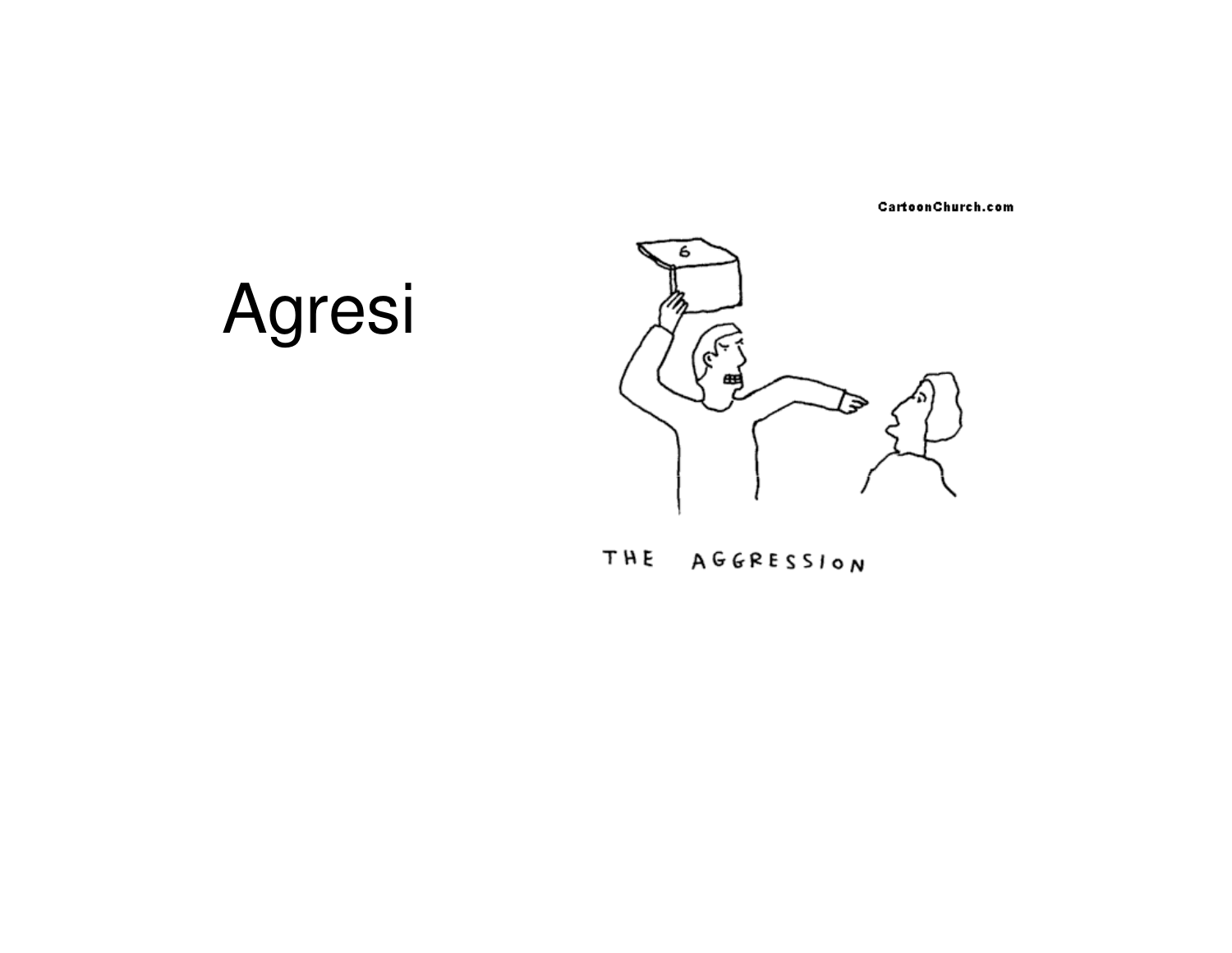# Agresi

CartoonChurch.com

THE AGGRESSION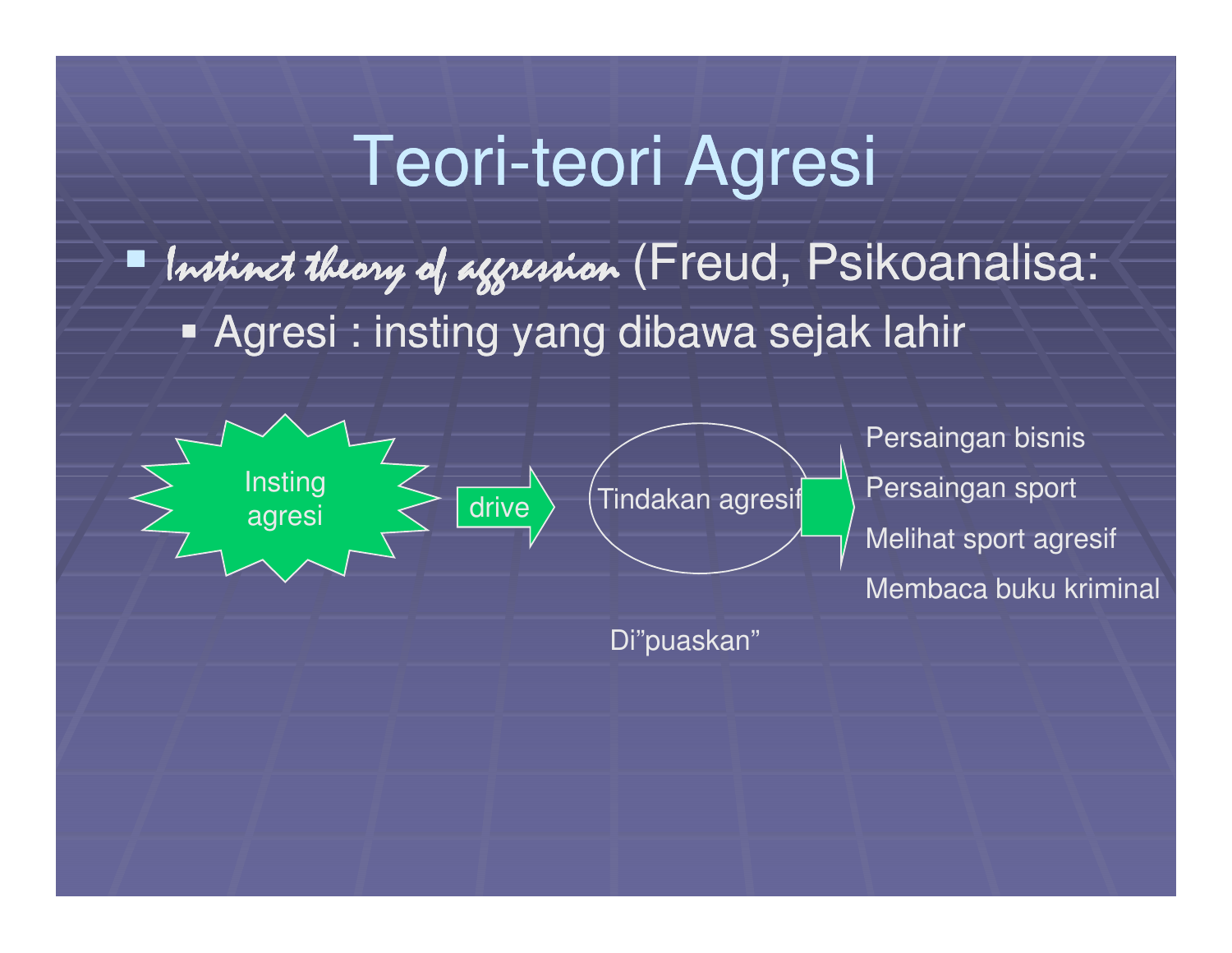# Teori-teori Agresi

- *Instinct theory of aggression* (Freud, Psikoanalisa:
  - Agresi : insting yang dibawa sejak lahir

Insting agresi → drive → Tindakan agresif →

- Persaingan bisnis
- Persaingan sport
- Melihat sport agresif
- Membaca buku kriminal

Di"puaskan"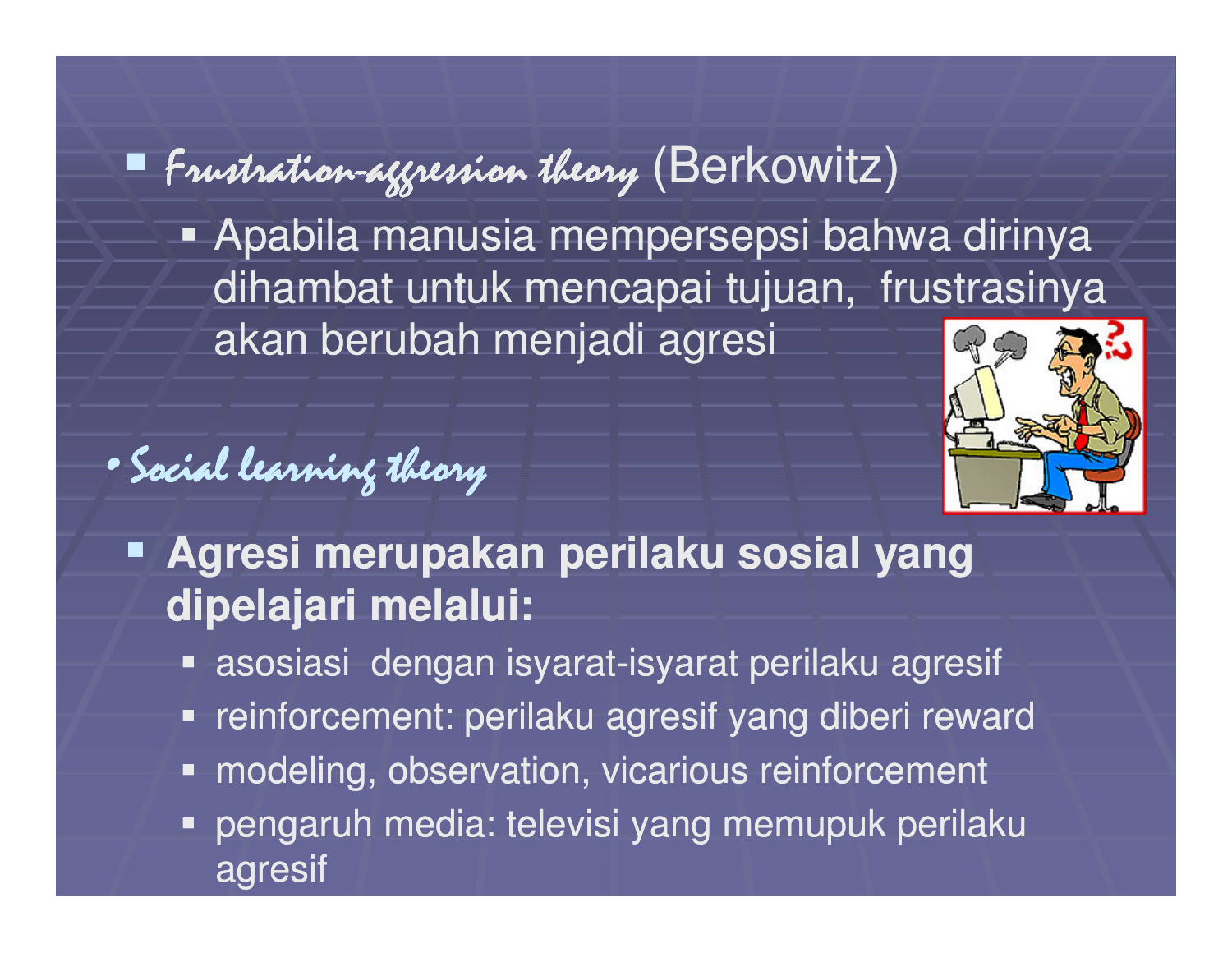- *Frustration-aggression theory* (Berkowitz)
  - Apabila manusia mempersepsi bahwa dirinya dihambat untuk mencapai tujuan, frustrasinya akan berubah menjadi agresi

- *Social learning theory*

- **Agresi merupakan perilaku sosial yang dipelajari melalui:**
  - asosiasi dengan isyarat-isyarat perilaku agresif
  - reinforcement: perilaku agresif yang diberi reward
  - modeling, observation, vicarious reinforcement
  - pengaruh media: televisi yang memupuk perilaku agresif